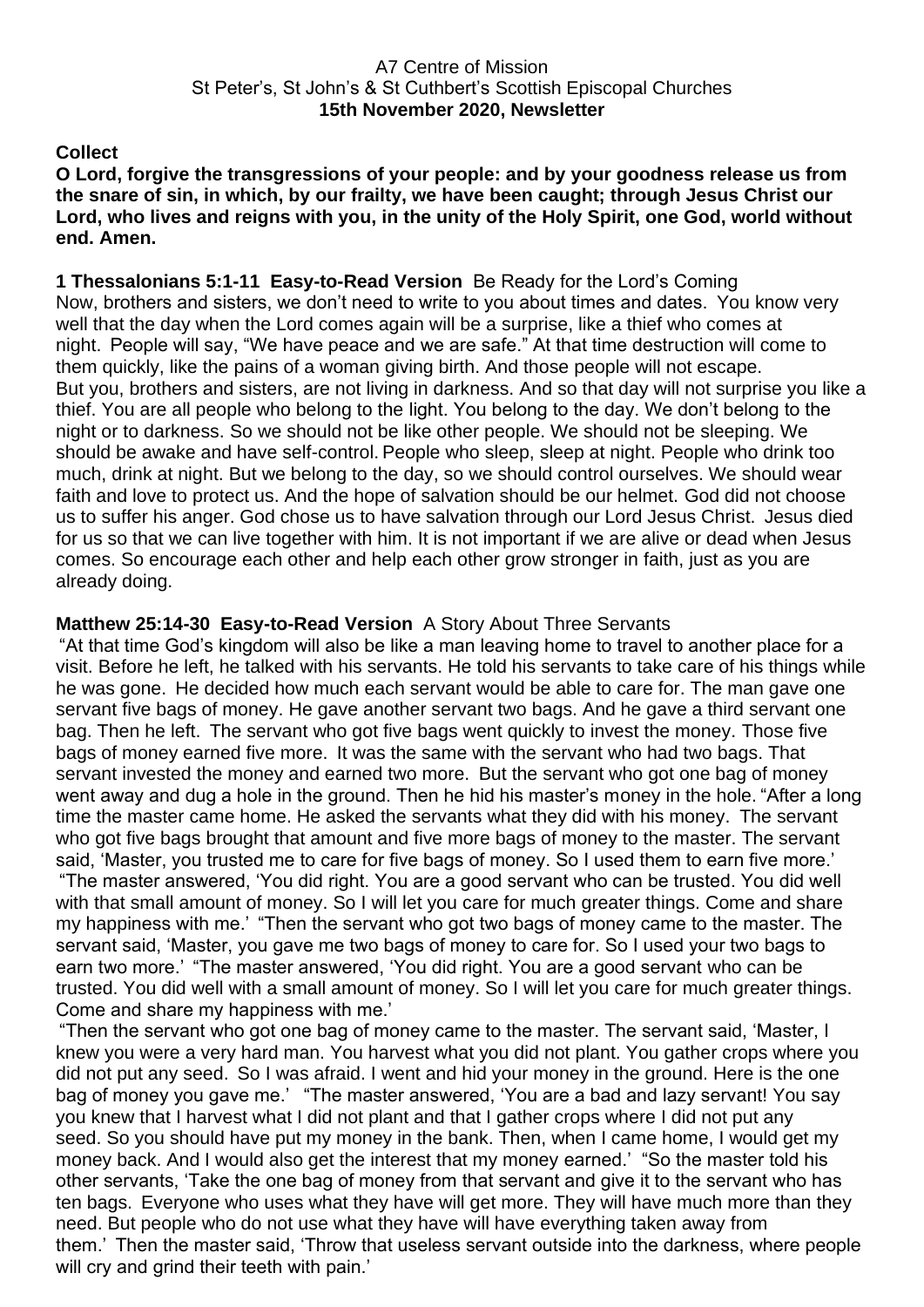A7 Centre of Mission
St Peter's, St John's & St Cuthbert's Scottish Episcopal Churches
**15th November 2020, Newsletter**

**Collect**

**O Lord, forgive the transgressions of your people: and by your goodness release us from the snare of sin, in which, by our frailty, we have been caught; through Jesus Christ our Lord, who lives and reigns with you, in the unity of the Holy Spirit, one God, world without end. Amen.**

**1 Thessalonians 5:1-11 Easy-to-Read Version** Be Ready for the Lord's Coming

Now, brothers and sisters, we don't need to write to you about times and dates. You know very well that the day when the Lord comes again will be a surprise, like a thief who comes at night. People will say, "We have peace and we are safe." At that time destruction will come to them quickly, like the pains of a woman giving birth. And those people will not escape. But you, brothers and sisters, are not living in darkness. And so that day will not surprise you like a thief. You are all people who belong to the light. You belong to the day. We don't belong to the night or to darkness. So we should not be like other people. We should not be sleeping. We should be awake and have self-control. People who sleep, sleep at night. People who drink too much, drink at night. But we belong to the day, so we should control ourselves. We should wear faith and love to protect us. And the hope of salvation should be our helmet. God did not choose us to suffer his anger. God chose us to have salvation through our Lord Jesus Christ. Jesus died for us so that we can live together with him. It is not important if we are alive or dead when Jesus comes. So encourage each other and help each other grow stronger in faith, just as you are already doing.

**Matthew 25:14-30 Easy-to-Read Version** A Story About Three Servants

"At that time God's kingdom will also be like a man leaving home to travel to another place for a visit. Before he left, he talked with his servants. He told his servants to take care of his things while he was gone. He decided how much each servant would be able to care for. The man gave one servant five bags of money. He gave another servant two bags. And he gave a third servant one bag. Then he left. The servant who got five bags went quickly to invest the money. Those five bags of money earned five more. It was the same with the servant who had two bags. That servant invested the money and earned two more. But the servant who got one bag of money went away and dug a hole in the ground. Then he hid his master's money in the hole. "After a long time the master came home. He asked the servants what they did with his money. The servant who got five bags brought that amount and five more bags of money to the master. The servant said, 'Master, you trusted me to care for five bags of money. So I used them to earn five more.'

"The master answered, 'You did right. You are a good servant who can be trusted. You did well with that small amount of money. So I will let you care for much greater things. Come and share my happiness with me.' "Then the servant who got two bags of money came to the master. The servant said, 'Master, you gave me two bags of money to care for. So I used your two bags to earn two more.' "The master answered, 'You did right. You are a good servant who can be trusted. You did well with a small amount of money. So I will let you care for much greater things. Come and share my happiness with me.'

"Then the servant who got one bag of money came to the master. The servant said, 'Master, I knew you were a very hard man. You harvest what you did not plant. You gather crops where you did not put any seed. So I was afraid. I went and hid your money in the ground. Here is the one bag of money you gave me.' "The master answered, 'You are a bad and lazy servant! You say you knew that I harvest what I did not plant and that I gather crops where I did not put any seed. So you should have put my money in the bank. Then, when I came home, I would get my money back. And I would also get the interest that my money earned.' "So the master told his other servants, 'Take the one bag of money from that servant and give it to the servant who has ten bags. Everyone who uses what they have will get more. They will have much more than they need. But people who do not use what they have will have everything taken away from them.' Then the master said, 'Throw that useless servant outside into the darkness, where people will cry and grind their teeth with pain.'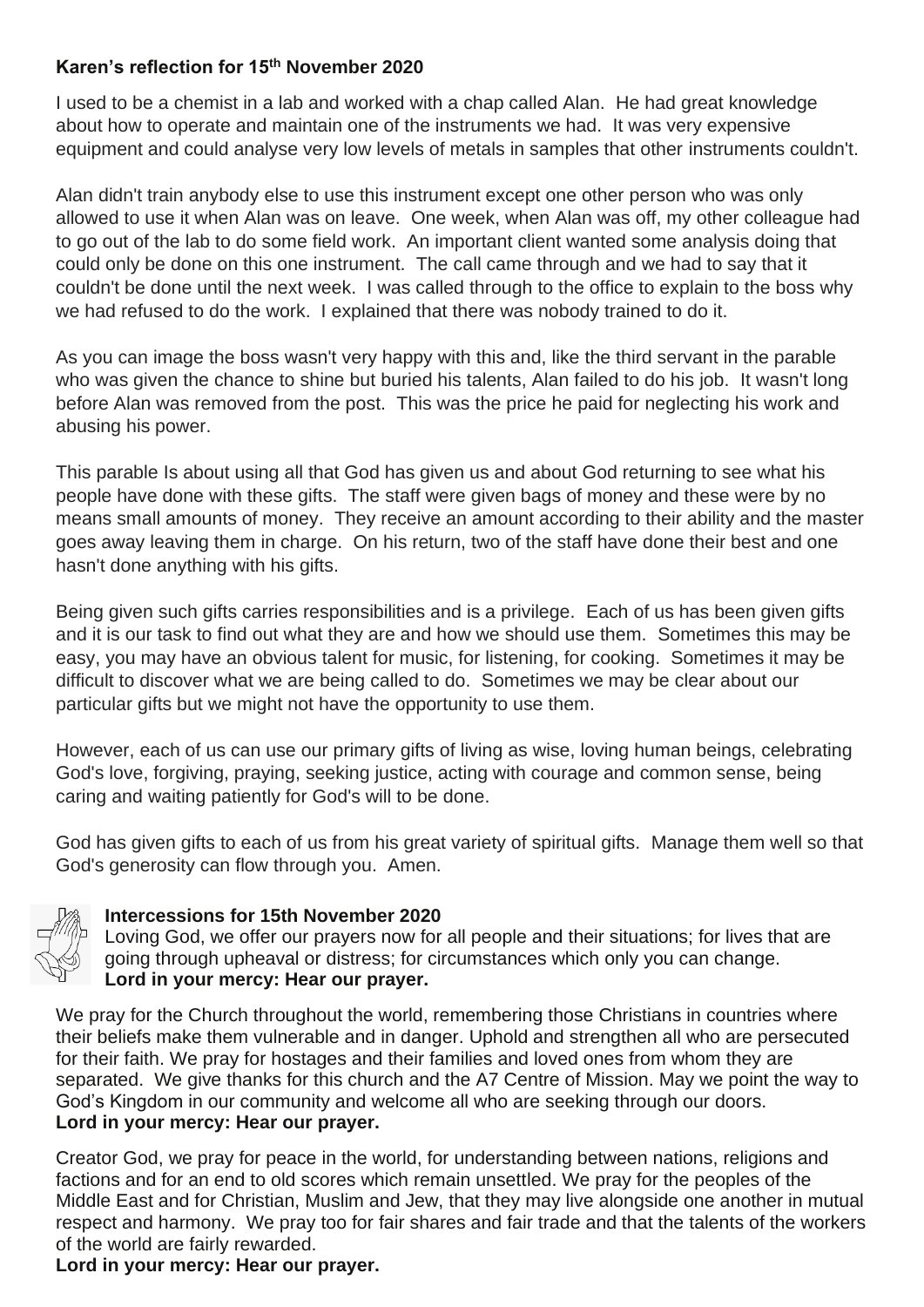**Karen's reflection for 15th November 2020**

I used to be a chemist in a lab and worked with a chap called Alan. He had great knowledge about how to operate and maintain one of the instruments we had. It was very expensive equipment and could analyse very low levels of metals in samples that other instruments couldn't.

Alan didn't train anybody else to use this instrument except one other person who was only allowed to use it when Alan was on leave. One week, when Alan was off, my other colleague had to go out of the lab to do some field work. An important client wanted some analysis doing that could only be done on this one instrument. The call came through and we had to say that it couldn't be done until the next week. I was called through to the office to explain to the boss why we had refused to do the work. I explained that there was nobody trained to do it.

As you can image the boss wasn't very happy with this and, like the third servant in the parable who was given the chance to shine but buried his talents, Alan failed to do his job. It wasn't long before Alan was removed from the post. This was the price he paid for neglecting his work and abusing his power.

This parable Is about using all that God has given us and about God returning to see what his people have done with these gifts. The staff were given bags of money and these were by no means small amounts of money. They receive an amount according to their ability and the master goes away leaving them in charge. On his return, two of the staff have done their best and one hasn't done anything with his gifts.

Being given such gifts carries responsibilities and is a privilege. Each of us has been given gifts and it is our task to find out what they are and how we should use them. Sometimes this may be easy, you may have an obvious talent for music, for listening, for cooking. Sometimes it may be difficult to discover what we are being called to do. Sometimes we may be clear about our particular gifts but we might not have the opportunity to use them.

However, each of us can use our primary gifts of living as wise, loving human beings, celebrating God's love, forgiving, praying, seeking justice, acting with courage and common sense, being caring and waiting patiently for God's will to be done.

God has given gifts to each of us from his great variety of spiritual gifts. Manage them well so that God's generosity can flow through you. Amen.

**Intercessions for 15th November 2020**

Loving God, we offer our prayers now for all people and their situations; for lives that are going through upheaval or distress; for circumstances which only you can change.
**Lord in your mercy: Hear our prayer.**

We pray for the Church throughout the world, remembering those Christians in countries where their beliefs make them vulnerable and in danger. Uphold and strengthen all who are persecuted for their faith. We pray for hostages and their families and loved ones from whom they are separated. We give thanks for this church and the A7 Centre of Mission. May we point the way to God's Kingdom in our community and welcome all who are seeking through our doors.
**Lord in your mercy: Hear our prayer.**

Creator God, we pray for peace in the world, for understanding between nations, religions and factions and for an end to old scores which remain unsettled. We pray for the peoples of the Middle East and for Christian, Muslim and Jew, that they may live alongside one another in mutual respect and harmony. We pray too for fair shares and fair trade and that the talents of the workers of the world are fairly rewarded.
**Lord in your mercy: Hear our prayer.**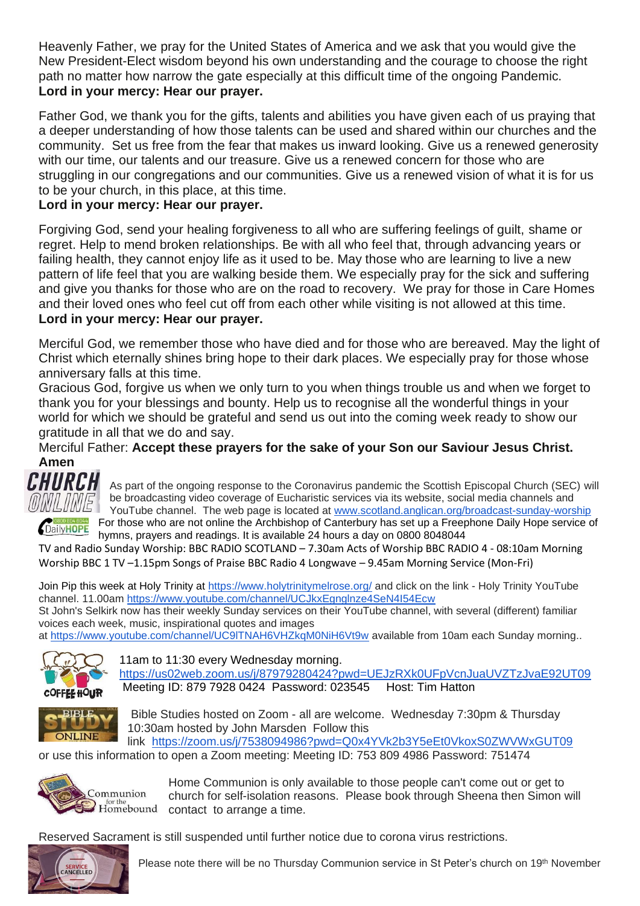Heavenly Father, we pray for the United States of America and we ask that you would give the New President-Elect wisdom beyond his own understanding and the courage to choose the right path no matter how narrow the gate especially at this difficult time of the ongoing Pandemic.
**Lord in your mercy: Hear our prayer.**

Father God, we thank you for the gifts, talents and abilities you have given each of us praying that a deeper understanding of how those talents can be used and shared within our churches and the community. Set us free from the fear that makes us inward looking. Give us a renewed generosity with our time, our talents and our treasure. Give us a renewed concern for those who are struggling in our congregations and our communities. Give us a renewed vision of what it is for us to be your church, in this place, at this time.
**Lord in your mercy: Hear our prayer.**

Forgiving God, send your healing forgiveness to all who are suffering feelings of guilt, shame or regret. Help to mend broken relationships. Be with all who feel that, through advancing years or failing health, they cannot enjoy life as it used to be. May those who are learning to live a new pattern of life feel that you are walking beside them. We especially pray for the sick and suffering and give you thanks for those who are on the road to recovery. We pray for those in Care Homes and their loved ones who feel cut off from each other while visiting is not allowed at this time.
**Lord in your mercy: Hear our prayer.**

Merciful God, we remember those who have died and for those who are bereaved. May the light of Christ which eternally shines bring hope to their dark places. We especially pray for those whose anniversary falls at this time.
Gracious God, forgive us when we only turn to you when things trouble us and when we forget to thank you for your blessings and bounty. Help us to recognise all the wonderful things in your world for which we should be grateful and send us out into the coming week ready to show our gratitude in all that we do and say.
Merciful Father: **Accept these prayers for the sake of your Son our Saviour Jesus Christ. Amen**

As part of the ongoing response to the Coronavirus pandemic the Scottish Episcopal Church (SEC) will be broadcasting video coverage of Eucharistic services via its website, social media channels and YouTube channel. The web page is located at www.scotland.anglican.org/broadcast-sunday-worship
For those who are not online the Archbishop of Canterbury has set up a Freephone Daily Hope service of hymns, prayers and readings. It is available 24 hours a day on 0800 8048044

TV and Radio Sunday Worship: BBC RADIO SCOTLAND – 7.30am Acts of Worship BBC RADIO 4 - 08:10am Morning Worship BBC 1 TV –1.15pm Songs of Praise BBC Radio 4 Longwave – 9.45am Morning Service (Mon-Fri)

Join Pip this week at Holy Trinity at https://www.holytrinitymelrose.org/ and click on the link - Holy Trinity YouTube channel. 11.00am https://www.youtube.com/channel/UCJkxEgnglnze4SeN4I54Ecw
St John's Selkirk now has their weekly Sunday services on their YouTube channel, with several (different) familiar voices each week, music, inspirational quotes and images at https://www.youtube.com/channel/UC9lTNAH6VHZkqM0NiH6Vt9w available from 10am each Sunday morning..

11am to 11:30 every Wednesday morning.
https://us02web.zoom.us/j/87979280424?pwd=UEJzRXk0UFpVcnJuaUVZTzJvaE92UT09
Meeting ID: 879 7928 0424 Password: 023545 Host: Tim Hatton

Bible Studies hosted on Zoom - all are welcome. Wednesday 7:30pm & Thursday 10:30am hosted by John Marsden Follow this link https://zoom.us/j/7538094986?pwd=Q0x4YVk2b3Y5eEt0VkoxS0ZWVWxGUT09 or use this information to open a Zoom meeting: Meeting ID: 753 809 4986 Password: 751474

Home Communion is only available to those people can't come out or get to church for self-isolation reasons. Please book through Sheena then Simon will contact to arrange a time.

Reserved Sacrament is still suspended until further notice due to corona virus restrictions.

Please note there will be no Thursday Communion service in St Peter's church on 19th November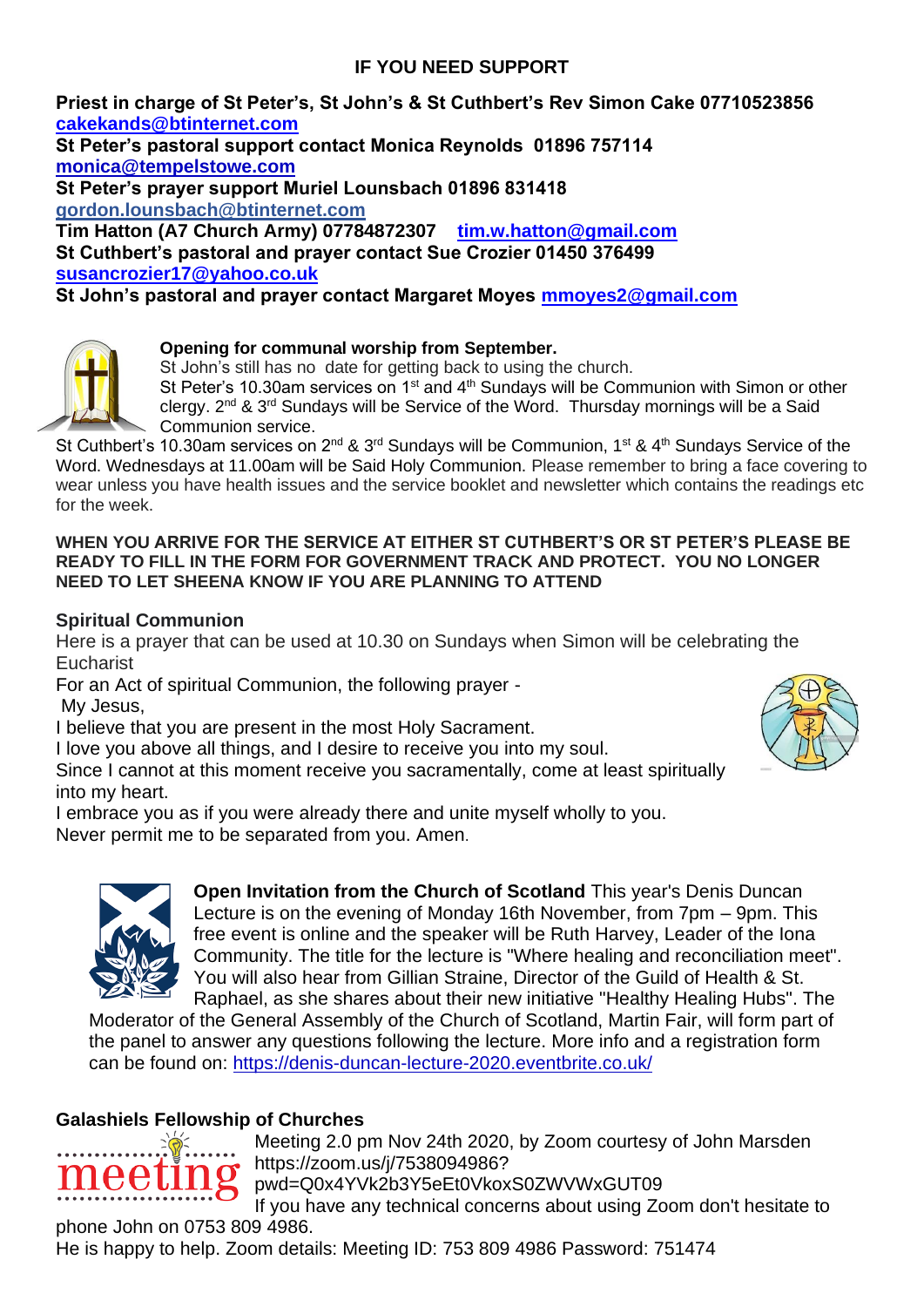## IF YOU NEED SUPPORT

**Priest in charge of St Peter's, St John's & St Cuthbert's Rev Simon Cake 07710523856 cakekands@btinternet.com**
**St Peter's pastoral support contact Monica Reynolds 01896 757114 monica@tempelstowe.com**
**St Peter's prayer support Muriel Lounsbach 01896 831418 gordon.lounsbach@btinternet.com**
**Tim Hatton (A7 Church Army) 07784872307 tim.w.hatton@gmail.com**
**St Cuthbert's pastoral and prayer contact Sue Crozier 01450 376499 susancrozier17@yahoo.co.uk**
**St John's pastoral and prayer contact Margaret Moyes mmoyes2@gmail.com**

**Opening for communal worship from September.**
St John's still has no date for getting back to using the church.
St Peter's 10.30am services on 1st and 4th Sundays will be Communion with Simon or other clergy. 2nd & 3rd Sundays will be Service of the Word. Thursday mornings will be a Said Communion service.
St Cuthbert's 10.30am services on 2nd & 3rd Sundays will be Communion, 1st & 4th Sundays Service of the Word. Wednesdays at 11.00am will be Said Holy Communion. Please remember to bring a face covering to wear unless you have health issues and the service booklet and newsletter which contains the readings etc for the week.

**WHEN YOU ARRIVE FOR THE SERVICE AT EITHER ST CUTHBERT'S OR ST PETER'S PLEASE BE READY TO FILL IN THE FORM FOR GOVERNMENT TRACK AND PROTECT. YOU NO LONGER NEED TO LET SHEENA KNOW IF YOU ARE PLANNING TO ATTEND**

**Spiritual Communion**
Here is a prayer that can be used at 10.30 on Sundays when Simon will be celebrating the Eucharist
For an Act of spiritual Communion, the following prayer -
My Jesus,
I believe that you are present in the most Holy Sacrament.
I love you above all things, and I desire to receive you into my soul.
Since I cannot at this moment receive you sacramentally, come at least spiritually into my heart.
I embrace you as if you were already there and unite myself wholly to you.
Never permit me to be separated from you. Amen.

**Open Invitation from the Church of Scotland** This year's Denis Duncan Lecture is on the evening of Monday 16th November, from 7pm – 9pm. This free event is online and the speaker will be Ruth Harvey, Leader of the Iona Community. The title for the lecture is "Where healing and reconciliation meet". You will also hear from Gillian Straine, Director of the Guild of Health & St. Raphael, as she shares about their new initiative "Healthy Healing Hubs". The Moderator of the General Assembly of the Church of Scotland, Martin Fair, will form part of the panel to answer any questions following the lecture. More info and a registration form can be found on: https://denis-duncan-lecture-2020.eventbrite.co.uk/

**Galashiels Fellowship of Churches**
Meeting 2.0 pm Nov 24th 2020, by Zoom courtesy of John Marsden https://zoom.us/j/7538094986?pwd=Q0x4YVk2b3Y5eEt0VkoxS0ZWVWxGUT09
If you have any technical concerns about using Zoom don't hesitate to phone John on 0753 809 4986.
He is happy to help. Zoom details: Meeting ID: 753 809 4986 Password: 751474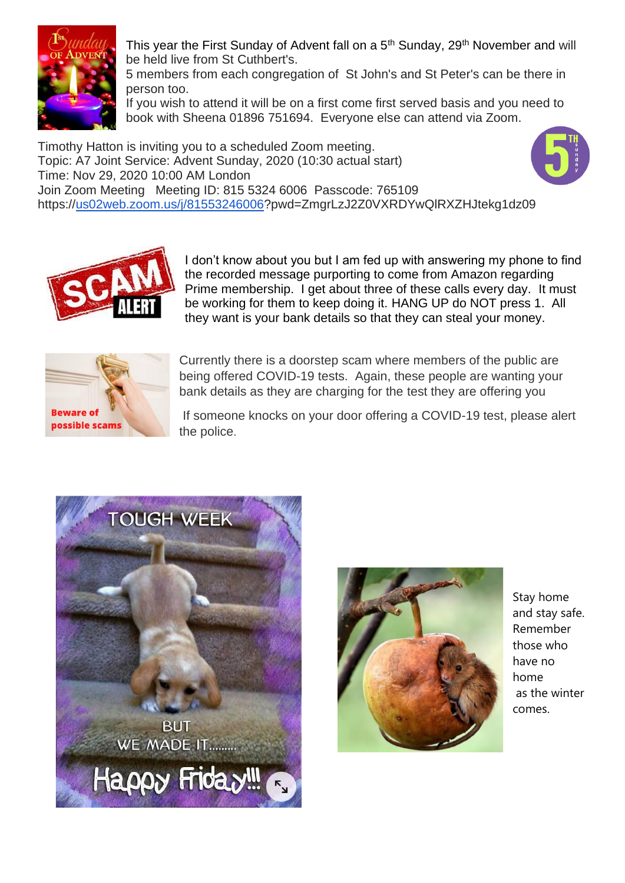This year the First Sunday of Advent fall on a 5th Sunday, 29th November and will be held live from St Cuthbert's.
5 members from each congregation of St John's and St Peter's can be there in person too.
If you wish to attend it will be on a first come first served basis and you need to book with Sheena 01896 751694. Everyone else can attend via Zoom.

Timothy Hatton is inviting you to a scheduled Zoom meeting.
Topic: A7 Joint Service: Advent Sunday, 2020 (10:30 actual start)
Time: Nov 29, 2020 10:00 AM London
Join Zoom Meeting Meeting ID: 815 5324 6006 Passcode: 765109
https://us02web.zoom.us/j/81553246006?pwd=ZmgrLzJ2Z0VXRDYwQlRXZHJtekg1dz09

I don't know about you but I am fed up with answering my phone to find the recorded message purporting to come from Amazon regarding Prime membership. I get about three of these calls every day. It must be working for them to keep doing it. HANG UP do NOT press 1. All they want is your bank details so that they can steal your money.

Currently there is a doorstep scam where members of the public are being offered COVID-19 tests. Again, these people are wanting your bank details as they are charging for the test they are offering you

If someone knocks on your door offering a COVID-19 test, please alert the police.

Stay home and stay safe. Remember those who have no home as the winter comes.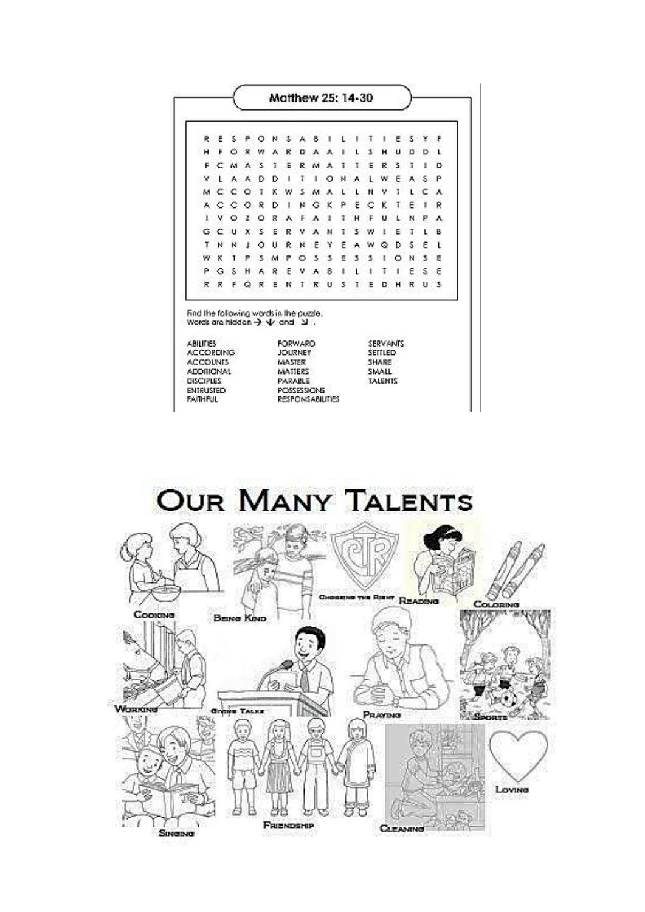## Matthew 25: 14-30

```
R E S P O N S A B I L I T I E S Y F
H F O R W A R D A A I L S H U D D L
F C M A S T E R M A T T E R S T I D
V L A A D D I T I O N A L W E A S P
M C C O T K W S M A L L N V T L C A
A C C O R D I N G K P E C K T E I R
I V O Z O R A F A I T H F U L N P A
G C U X S E R V A N T S W I E T L B
T N N J O U R N E Y E A W Q D S E L
W K T P S M P O S S E S S I O N S E
P G S H A R E V A B I L I T I E S E
R R F Q R E N T R U S T E D H R U S
```

Find the following words in the puzzle.
Words are hidden → ↓ and ↘ .

| | | |
|---|---|---|
| ABILITIES | FORWARD | SERVANTS |
| ACCORDING | JOURNEY | SETTLED |
| ACCOUNTS | MASTER | SHARE |
| ADDITIONAL | MATTERS | SMALL |
| DISCIPLES | PARABLE | TALENTS |
| ENTRUSTED | POSSESSIONS | |
| FAITHFUL | RESPONSABILITIES | |

# Our Many Talents

Cooking

Being Kind

Choosing the Right

Reading

Coloring

Working

Giving Talks

Praying

Sports

Singing

Friendship

Cleaning

Loving